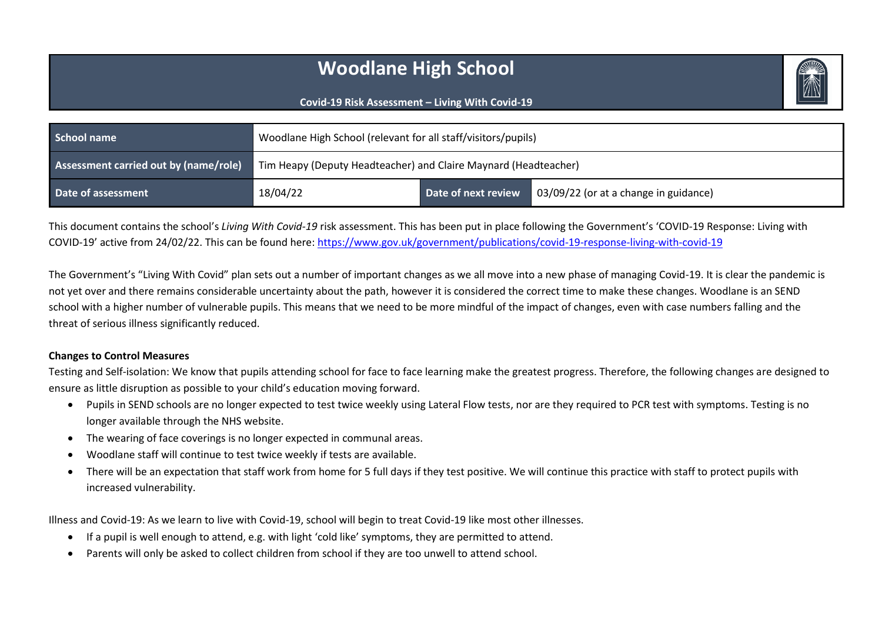# Woodlane High School

**Covid-19 Risk Assessment – Living With Covid-19**

| **School name** | Woodlane High School (relevant for all staff/visitors/pupils) | | |
|---|---|---|---|
| **Assessment carried out by (name/role)** | Tim Heapy (Deputy Headteacher) and Claire Maynard (Headteacher) | | |
| **Date of assessment** | 18/04/22 | **Date of next review** | 03/09/22 (or at a change in guidance) |

This document contains the school's *Living With Covid-19* risk assessment. This has been put in place following the Government's 'COVID-19 Response: Living with COVID-19' active from 24/02/22. This can be found here: https://www.gov.uk/government/publications/covid-19-response-living-with-covid-19

The Government's "Living With Covid" plan sets out a number of important changes as we all move into a new phase of managing Covid-19. It is clear the pandemic is not yet over and there remains considerable uncertainty about the path, however it is considered the correct time to make these changes. Woodlane is an SEND school with a higher number of vulnerable pupils. This means that we need to be more mindful of the impact of changes, even with case numbers falling and the threat of serious illness significantly reduced.

**Changes to Control Measures**

Testing and Self-isolation: We know that pupils attending school for face to face learning make the greatest progress. Therefore, the following changes are designed to ensure as little disruption as possible to your child's education moving forward.

- Pupils in SEND schools are no longer expected to test twice weekly using Lateral Flow tests, nor are they required to PCR test with symptoms. Testing is no longer available through the NHS website.
- The wearing of face coverings is no longer expected in communal areas.
- Woodlane staff will continue to test twice weekly if tests are available.
- There will be an expectation that staff work from home for 5 full days if they test positive. We will continue this practice with staff to protect pupils with increased vulnerability.

Illness and Covid-19: As we learn to live with Covid-19, school will begin to treat Covid-19 like most other illnesses.

- If a pupil is well enough to attend, e.g. with light 'cold like' symptoms, they are permitted to attend.
- Parents will only be asked to collect children from school if they are too unwell to attend school.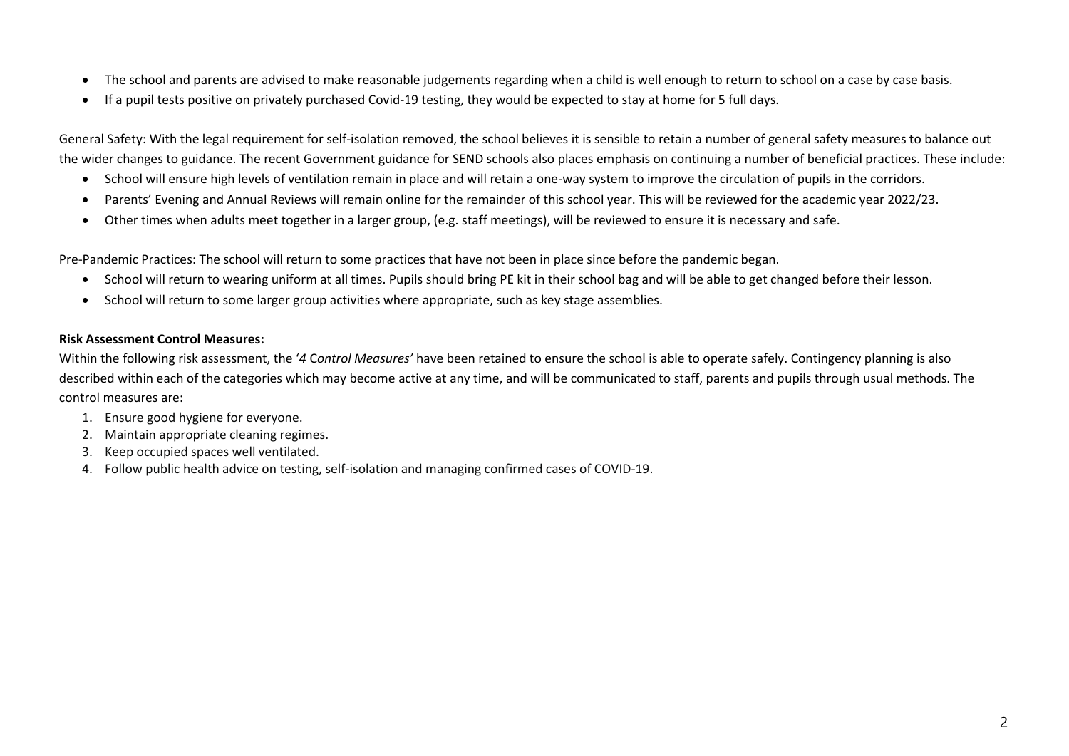- The school and parents are advised to make reasonable judgements regarding when a child is well enough to return to school on a case by case basis.
- If a pupil tests positive on privately purchased Covid-19 testing, they would be expected to stay at home for 5 full days.

General Safety: With the legal requirement for self-isolation removed, the school believes it is sensible to retain a number of general safety measures to balance out the wider changes to guidance. The recent Government guidance for SEND schools also places emphasis on continuing a number of beneficial practices. These include:

- School will ensure high levels of ventilation remain in place and will retain a one-way system to improve the circulation of pupils in the corridors.
- Parents' Evening and Annual Reviews will remain online for the remainder of this school year. This will be reviewed for the academic year 2022/23.
- Other times when adults meet together in a larger group, (e.g. staff meetings), will be reviewed to ensure it is necessary and safe.

Pre-Pandemic Practices: The school will return to some practices that have not been in place since before the pandemic began.

- School will return to wearing uniform at all times. Pupils should bring PE kit in their school bag and will be able to get changed before their lesson.
- School will return to some larger group activities where appropriate, such as key stage assemblies.

**Risk Assessment Control Measures:**

Within the following risk assessment, the '*4 Control Measures'* have been retained to ensure the school is able to operate safely. Contingency planning is also described within each of the categories which may become active at any time, and will be communicated to staff, parents and pupils through usual methods. The control measures are:

1. Ensure good hygiene for everyone.
2. Maintain appropriate cleaning regimes.
3. Keep occupied spaces well ventilated.
4. Follow public health advice on testing, self-isolation and managing confirmed cases of COVID-19.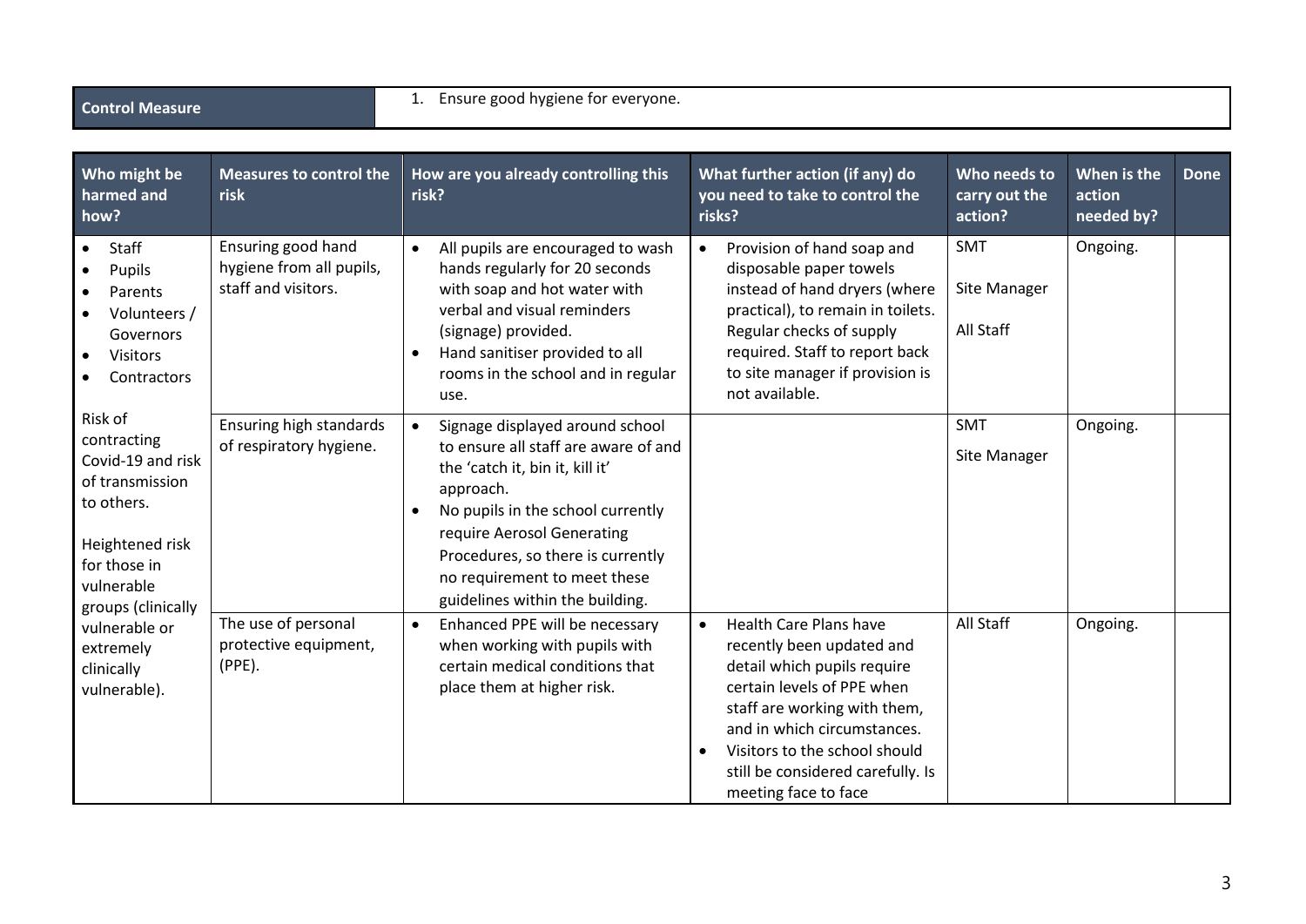| Control Measure | 1. Ensure good hygiene for everyone. |
|---|---|

| Who might be harmed and how? | Measures to control the risk | How are you already controlling this risk? | What further action (if any) do you need to take to control the risks? | Who needs to carry out the action? | When is the action needed by? | Done |
|---|---|---|---|---|---|---|
| • Staff<br>• Pupils<br>• Parents<br>• Volunteers / Governors<br>• Visitors<br>• Contractors<br><br>Risk of contracting Covid-19 and risk of transmission to others.<br><br>Heightened risk for those in vulnerable groups (clinically vulnerable or extremely clinically vulnerable). | Ensuring good hand hygiene from all pupils, staff and visitors. | • All pupils are encouraged to wash hands regularly for 20 seconds with soap and hot water with verbal and visual reminders (signage) provided.<br>• Hand sanitiser provided to all rooms in the school and in regular use. | • Provision of hand soap and disposable paper towels instead of hand dryers (where practical), to remain in toilets. Regular checks of supply required. Staff to report back to site manager if provision is not available. | SMT<br>Site Manager<br>All Staff | Ongoing. | |
| | Ensuring high standards of respiratory hygiene. | • Signage displayed around school to ensure all staff are aware of and the 'catch it, bin it, kill it' approach.<br>• No pupils in the school currently require Aerosol Generating Procedures, so there is currently no requirement to meet these guidelines within the building. | | SMT<br>Site Manager | Ongoing. | |
| | The use of personal protective equipment, (PPE). | • Enhanced PPE will be necessary when working with pupils with certain medical conditions that place them at higher risk. | • Health Care Plans have recently been updated and detail which pupils require certain levels of PPE when staff are working with them, and in which circumstances.<br>• Visitors to the school should still be considered carefully. Is meeting face to face | All Staff | Ongoing. | |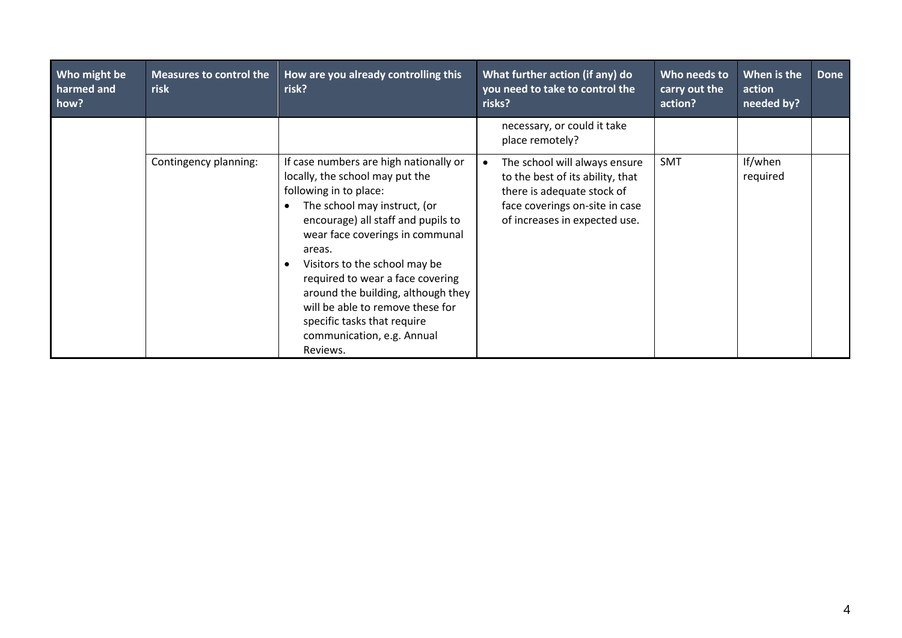| Who might be harmed and how? | Measures to control the risk | How are you already controlling this risk? | What further action (if any) do you need to take to control the risks? | Who needs to carry out the action? | When is the action needed by? | Done |
|---|---|---|---|---|---|---|
| | | | necessary, or could it take place remotely? | | | |
| | Contingency planning: | If case numbers are high nationally or locally, the school may put the following in to place:<br>• The school may instruct, (or encourage) all staff and pupils to wear face coverings in communal areas.<br>• Visitors to the school may be required to wear a face covering around the building, although they will be able to remove these for specific tasks that require communication, e.g. Annual Reviews. | • The school will always ensure to the best of its ability, that there is adequate stock of face coverings on-site in case of increases in expected use. | SMT | If/when required | |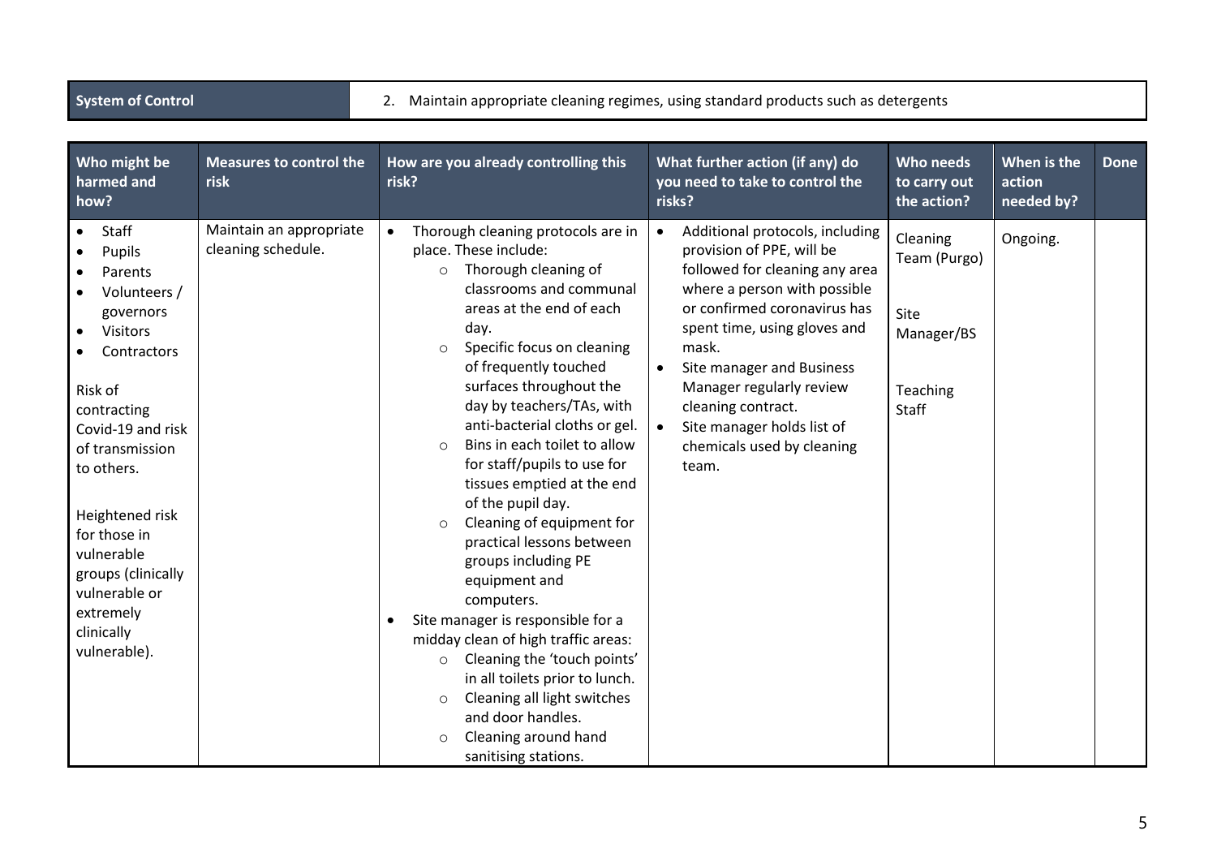| System of Control | 2. Maintain appropriate cleaning regimes, using standard products such as detergents |
|---|---|

| Who might be harmed and how? | Measures to control the risk | How are you already controlling this risk? | What further action (if any) do you need to take to control the risks? | Who needs to carry out the action? | When is the action needed by? | Done |
|---|---|---|---|---|---|---|
| • Staff<br>• Pupils<br>• Parents<br>• Volunteers / governors<br>• Visitors<br>• Contractors<br><br>Risk of contracting Covid-19 and risk of transmission to others.<br><br>Heightened risk for those in vulnerable groups (clinically vulnerable or extremely clinically vulnerable). | Maintain an appropriate cleaning schedule. | • Thorough cleaning protocols are in place. These include:<br>  ○ Thorough cleaning of classrooms and communal areas at the end of each day.<br>  ○ Specific focus on cleaning of frequently touched surfaces throughout the day by teachers/TAs, with anti-bacterial cloths or gel.<br>  ○ Bins in each toilet to allow for staff/pupils to use for tissues emptied at the end of the pupil day.<br>  ○ Cleaning of equipment for practical lessons between groups including PE equipment and computers.<br>• Site manager is responsible for a midday clean of high traffic areas:<br>  ○ Cleaning the 'touch points' in all toilets prior to lunch.<br>  ○ Cleaning all light switches and door handles.<br>  ○ Cleaning around hand sanitising stations. | • Additional protocols, including provision of PPE, will be followed for cleaning any area where a person with possible or confirmed coronavirus has spent time, using gloves and mask.<br>• Site manager and Business Manager regularly review cleaning contract.<br>• Site manager holds list of chemicals used by cleaning team. | Cleaning Team (Purgo)<br><br>Site Manager/BS<br><br>Teaching Staff | Ongoing. | |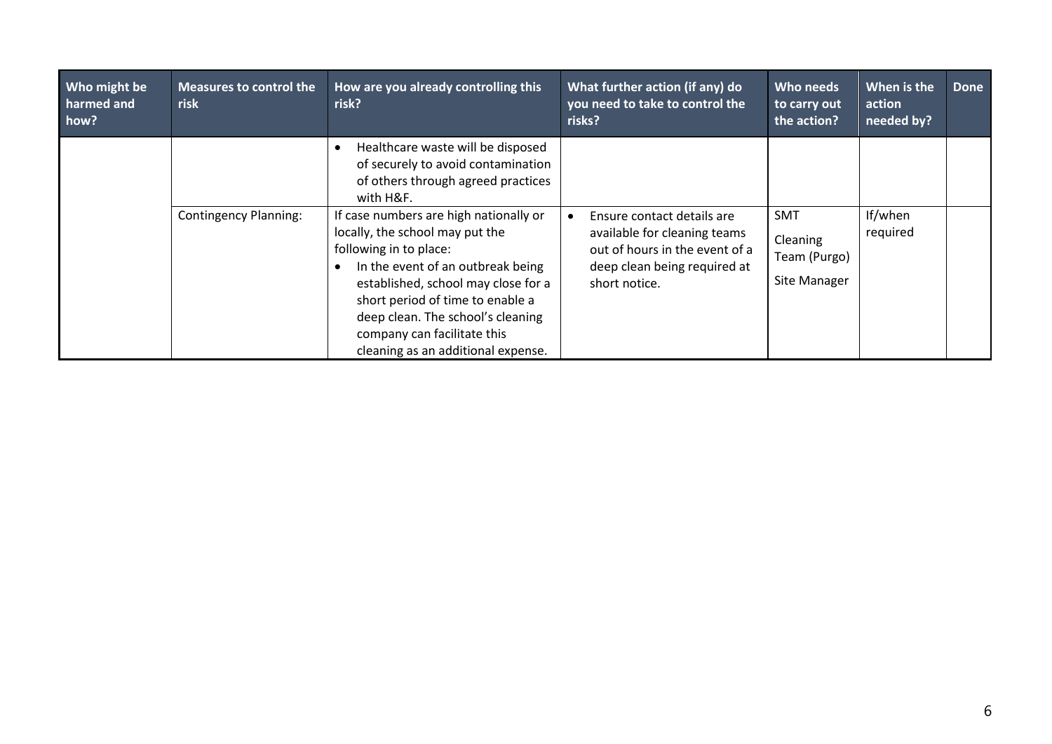| Who might be harmed and how? | Measures to control the risk | How are you already controlling this risk? | What further action (if any) do you need to take to control the risks? | Who needs to carry out the action? | When is the action needed by? | Done |
|---|---|---|---|---|---|---|
| | | • Healthcare waste will be disposed of securely to avoid contamination of others through agreed practices with H&F. | | | | |
| | Contingency Planning: | If case numbers are high nationally or locally, the school may put the following in to place:<br>• In the event of an outbreak being established, school may close for a short period of time to enable a deep clean. The school's cleaning company can facilitate this cleaning as an additional expense. | • Ensure contact details are available for cleaning teams out of hours in the event of a deep clean being required at short notice. | SMT<br>Cleaning Team (Purgo)<br>Site Manager | If/when required | |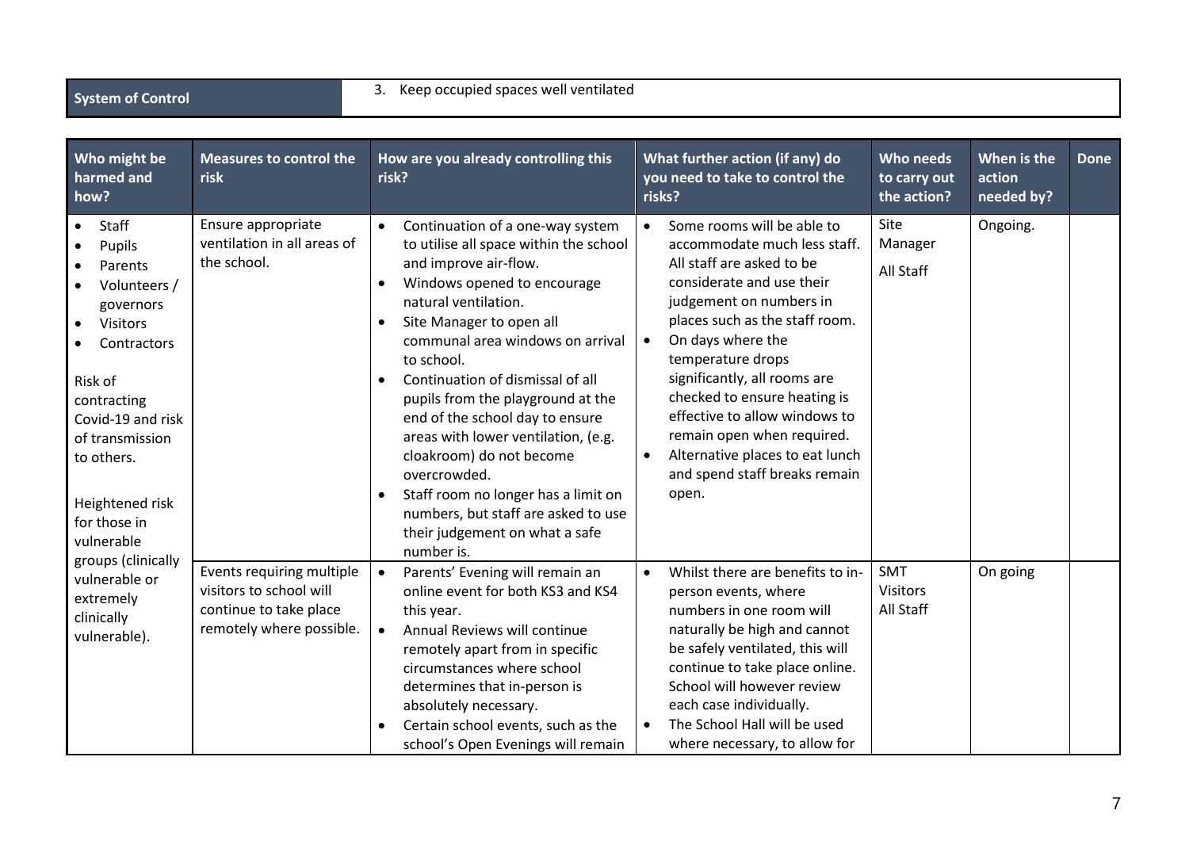| System of Control | 3. Keep occupied spaces well ventilated |
|---|---|

| Who might be harmed and how? | Measures to control the risk | How are you already controlling this risk? | What further action (if any) do you need to take to control the risks? | Who needs to carry out the action? | When is the action needed by? | Done |
|---|---|---|---|---|---|---|
| • Staff<br>• Pupils<br>• Parents<br>• Volunteers / governors<br>• Visitors<br>• Contractors<br><br>Risk of contracting Covid-19 and risk of transmission to others.<br><br>Heightened risk for those in vulnerable groups (clinically vulnerable or extremely clinically vulnerable). | Ensure appropriate ventilation in all areas of the school. | • Continuation of a one-way system to utilise all space within the school and improve air-flow.<br>• Windows opened to encourage natural ventilation.<br>• Site Manager to open all communal area windows on arrival to school.<br>• Continuation of dismissal of all pupils from the playground at the end of the school day to ensure areas with lower ventilation, (e.g. cloakroom) do not become overcrowded.<br>• Staff room no longer has a limit on numbers, but staff are asked to use their judgement on what a safe number is. | • Some rooms will be able to accommodate much less staff. All staff are asked to be considerate and use their judgement on numbers in places such as the staff room.<br>• On days where the temperature drops significantly, all rooms are checked to ensure heating is effective to allow windows to remain open when required.<br>• Alternative places to eat lunch and spend staff breaks remain open. | Site Manager<br>All Staff | Ongoing. | |
| | Events requiring multiple visitors to school will continue to take place remotely where possible. | • Parents' Evening will remain an online event for both KS3 and KS4 this year.<br>• Annual Reviews will continue remotely apart from in specific circumstances where school determines that in-person is absolutely necessary.<br>• Certain school events, such as the school's Open Evenings will remain | • Whilst there are benefits to in-person events, where numbers in one room will naturally be high and cannot be safely ventilated, this will continue to take place online. School will however review each case individually.<br>• The School Hall will be used where necessary, to allow for | SMT<br>Visitors<br>All Staff | On going | |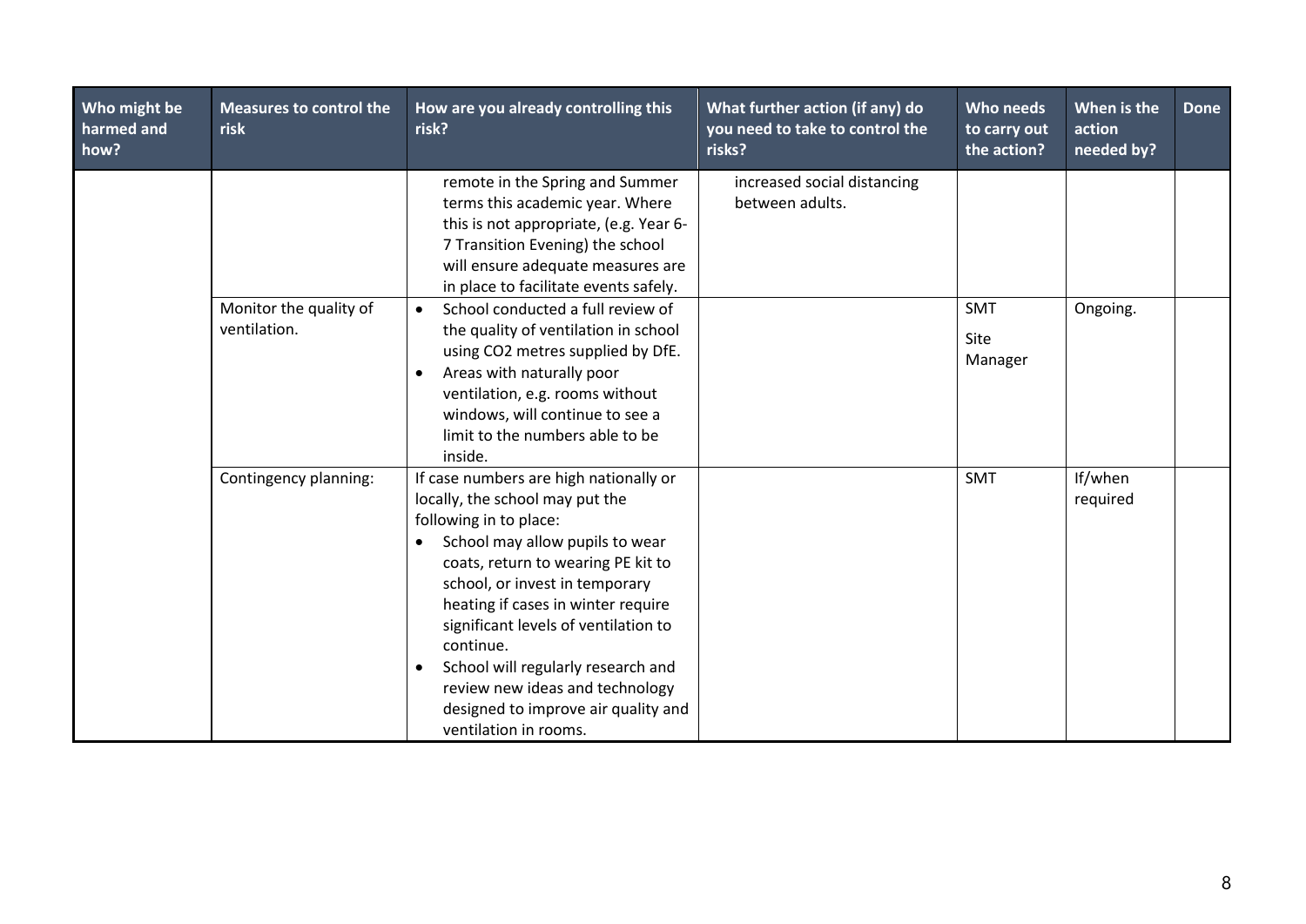| Who might be harmed and how? | Measures to control the risk | How are you already controlling this risk? | What further action (if any) do you need to take to control the risks? | Who needs to carry out the action? | When is the action needed by? | Done |
|---|---|---|---|---|---|---|
| | | remote in the Spring and Summer terms this academic year. Where this is not appropriate, (e.g. Year 6-7 Transition Evening) the school will ensure adequate measures are in place to facilitate events safely. | increased social distancing between adults. | | | |
| | Monitor the quality of ventilation. | • School conducted a full review of the quality of ventilation in school using CO2 metres supplied by DfE.<br>• Areas with naturally poor ventilation, e.g. rooms without windows, will continue to see a limit to the numbers able to be inside. | | SMT<br>Site Manager | Ongoing. | |
| | Contingency planning: | If case numbers are high nationally or locally, the school may put the following in to place:<br>• School may allow pupils to wear coats, return to wearing PE kit to school, or invest in temporary heating if cases in winter require significant levels of ventilation to continue.<br>• School will regularly research and review new ideas and technology designed to improve air quality and ventilation in rooms. | | SMT | If/when required | |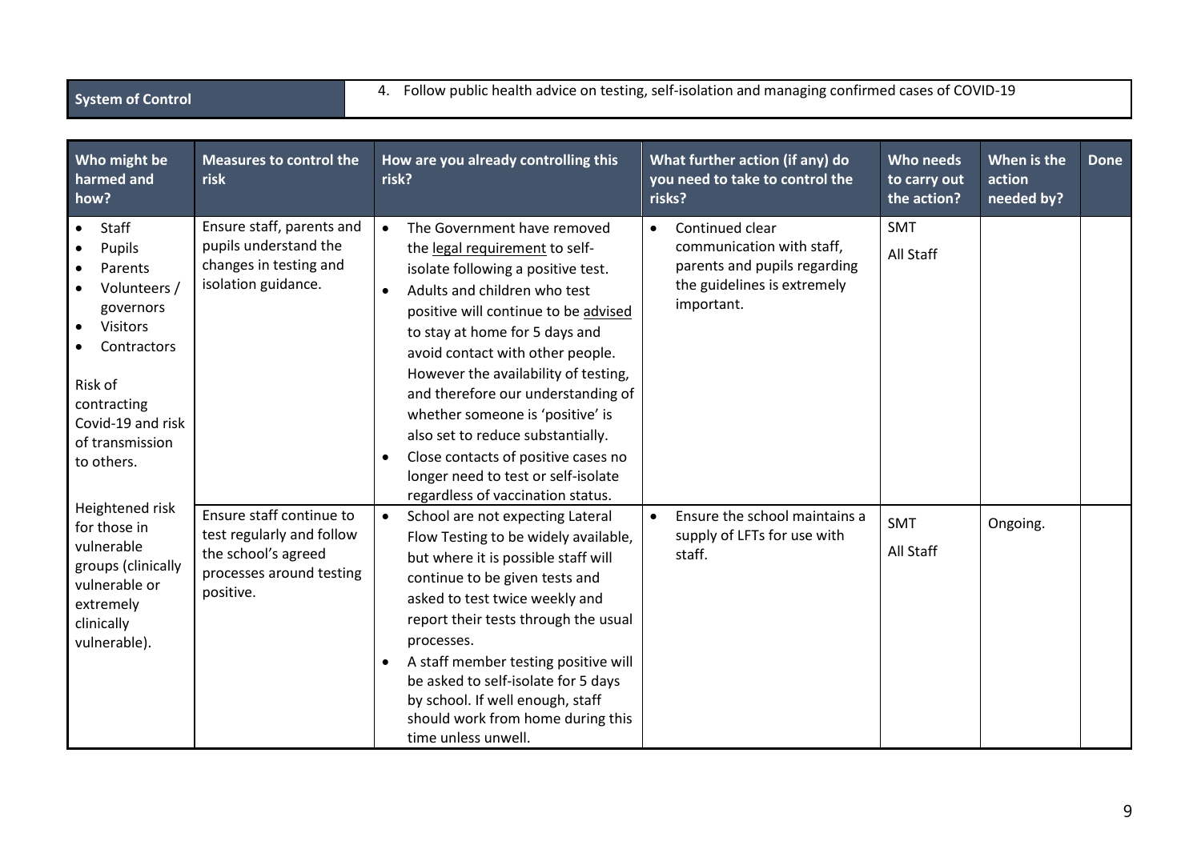| System of Control | 4. Follow public health advice on testing, self-isolation and managing confirmed cases of COVID-19 |
|---|---|

| Who might be harmed and how? | Measures to control the risk | How are you already controlling this risk? | What further action (if any) do you need to take to control the risks? | Who needs to carry out the action? | When is the action needed by? | Done |
|---|---|---|---|---|---|---|
| • Staff<br>• Pupils<br>• Parents<br>• Volunteers / governors<br>• Visitors<br>• Contractors<br><br>Risk of contracting Covid-19 and risk of transmission to others.<br><br>Heightened risk for those in vulnerable groups (clinically vulnerable or extremely clinically vulnerable). | Ensure staff, parents and pupils understand the changes in testing and isolation guidance. | • The Government have removed the legal requirement to self-isolate following a positive test.<br>• Adults and children who test positive will continue to be advised to stay at home for 5 days and avoid contact with other people. However the availability of testing, and therefore our understanding of whether someone is 'positive' is also set to reduce substantially.<br>• Close contacts of positive cases no longer need to test or self-isolate regardless of vaccination status. | • Continued clear communication with staff, parents and pupils regarding the guidelines is extremely important. | SMT<br>All Staff | | |
| | Ensure staff continue to test regularly and follow the school's agreed processes around testing positive. | • School are not expecting Lateral Flow Testing to be widely available, but where it is possible staff will continue to be given tests and asked to test twice weekly and report their tests through the usual processes.<br>• A staff member testing positive will be asked to self-isolate for 5 days by school. If well enough, staff should work from home during this time unless unwell. | • Ensure the school maintains a supply of LFTs for use with staff. | SMT<br>All Staff | Ongoing. | |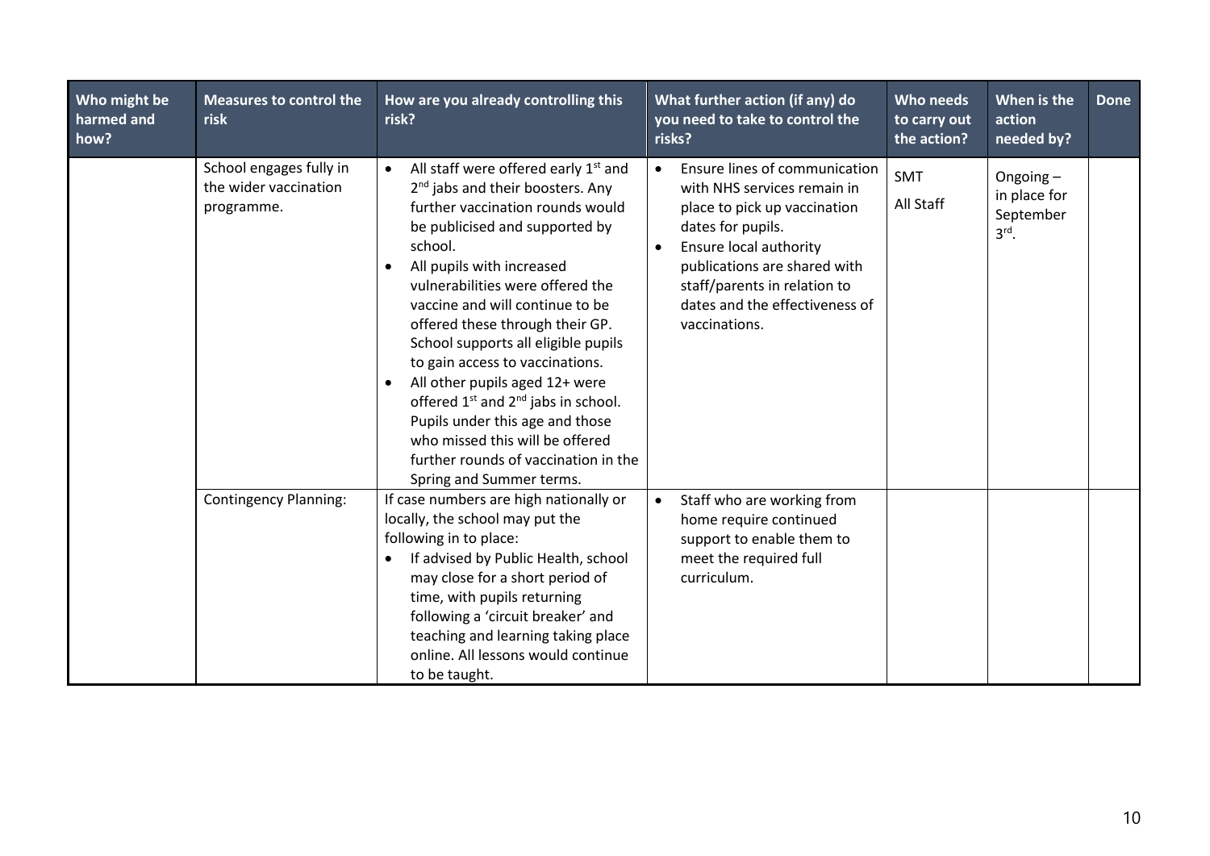| Who might be harmed and how? | Measures to control the risk | How are you already controlling this risk? | What further action (if any) do you need to take to control the risks? | Who needs to carry out the action? | When is the action needed by? | Done |
|---|---|---|---|---|---|---|
| | School engages fully in the wider vaccination programme. | • All staff were offered early 1st and 2nd jabs and their boosters. Any further vaccination rounds would be publicised and supported by school.<br>• All pupils with increased vulnerabilities were offered the vaccine and will continue to be offered these through their GP. School supports all eligible pupils to gain access to vaccinations.<br>• All other pupils aged 12+ were offered 1st and 2nd jabs in school. Pupils under this age and those who missed this will be offered further rounds of vaccination in the Spring and Summer terms. | • Ensure lines of communication with NHS services remain in place to pick up vaccination dates for pupils.<br>• Ensure local authority publications are shared with staff/parents in relation to dates and the effectiveness of vaccinations. | SMT<br>All Staff | Ongoing – in place for September 3rd. | |
| | Contingency Planning: | If case numbers are high nationally or locally, the school may put the following in to place:<br>• If advised by Public Health, school may close for a short period of time, with pupils returning following a 'circuit breaker' and teaching and learning taking place online. All lessons would continue to be taught. | • Staff who are working from home require continued support to enable them to meet the required full curriculum. | | | |